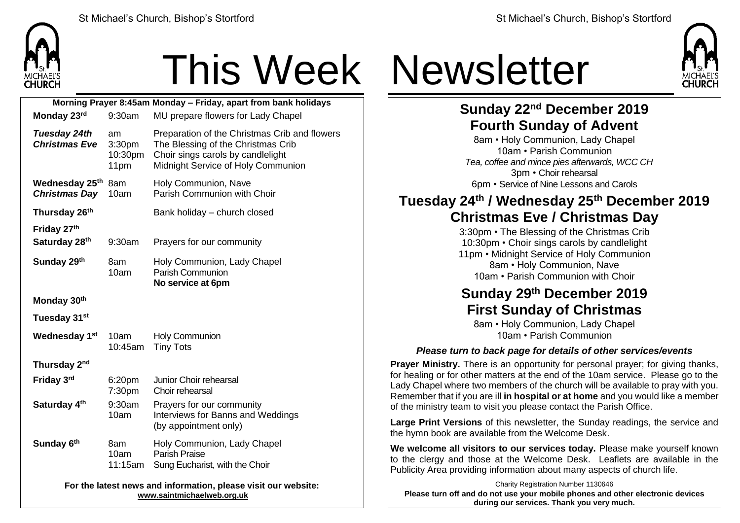# This Week Newsletter

**Morning Prayer 8:45am Monday – Friday, apart from bank holidays**

| Day | Time | Event |
|---|---|---|
| **Monday 23rd** | 9:30am | MU prepare flowers for Lady Chapel |
| ***Tuesday 24th Christmas Eve*** | am<br>3:30pm<br>10:30pm<br>11pm | Preparation of the Christmas Crib and flowers<br>The Blessing of the Christmas Crib<br>Choir sings carols by candlelight<br>Midnight Service of Holy Communion |
| **Wednesday 25th *Christmas Day*** | 8am<br>10am | Holy Communion, Nave<br>Parish Communion with Choir |
| **Thursday 26th** | | Bank holiday – church closed |
| **Friday 27th** | | |
| **Saturday 28th** | 9:30am | Prayers for our community |
| **Sunday 29th** | 8am<br>10am | Holy Communion, Lady Chapel<br>Parish Communion<br>**No service at 6pm** |
| **Monday 30th** | | |
| **Tuesday 31st** | | |
| **Wednesday 1st** | 10am<br>10:45am | Holy Communion<br>Tiny Tots |
| **Thursday 2nd** | | |
| **Friday 3rd** | 6:20pm<br>7:30pm | Junior Choir rehearsal<br>Choir rehearsal |
| **Saturday 4th** | 9:30am<br>10am | Prayers for our community<br>Interviews for Banns and Weddings (by appointment only) |
| **Sunday 6th** | 8am<br>10am<br>11:15am | Holy Communion, Lady Chapel<br>Parish Praise<br>Sung Eucharist, with the Choir |

**For the latest news and information, please visit our website:**
**www.saintmichaelweb.org.uk**

## Sunday 22nd December 2019
## Fourth Sunday of Advent

8am • Holy Communion, Lady Chapel
10am • Parish Communion
*Tea, coffee and mince pies afterwards, WCC CH*
3pm • Choir rehearsal
6pm • Service of Nine Lessons and Carols

## Tuesday 24th / Wednesday 25th December 2019
## Christmas Eve / Christmas Day

3:30pm • The Blessing of the Christmas Crib
10:30pm • Choir sings carols by candlelight
11pm • Midnight Service of Holy Communion
8am • Holy Communion, Nave
10am • Parish Communion with Choir

## Sunday 29th December 2019
## First Sunday of Christmas

8am • Holy Communion, Lady Chapel
10am • Parish Communion

***Please turn to back page for details of other services/events***

**Prayer Ministry.** There is an opportunity for personal prayer; for giving thanks, for healing or for other matters at the end of the 10am service. Please go to the Lady Chapel where two members of the church will be available to pray with you. Remember that if you are ill **in hospital or at home** and you would like a member of the ministry team to visit you please contact the Parish Office.

**Large Print Versions** of this newsletter, the Sunday readings, the service and the hymn book are available from the Welcome Desk.

**We welcome all visitors to our services today.** Please make yourself known to the clergy and those at the Welcome Desk. Leaflets are available in the Publicity Area providing information about many aspects of church life.

Charity Registration Number 1130646

**Please turn off and do not use your mobile phones and other electronic devices during our services. Thank you very much.**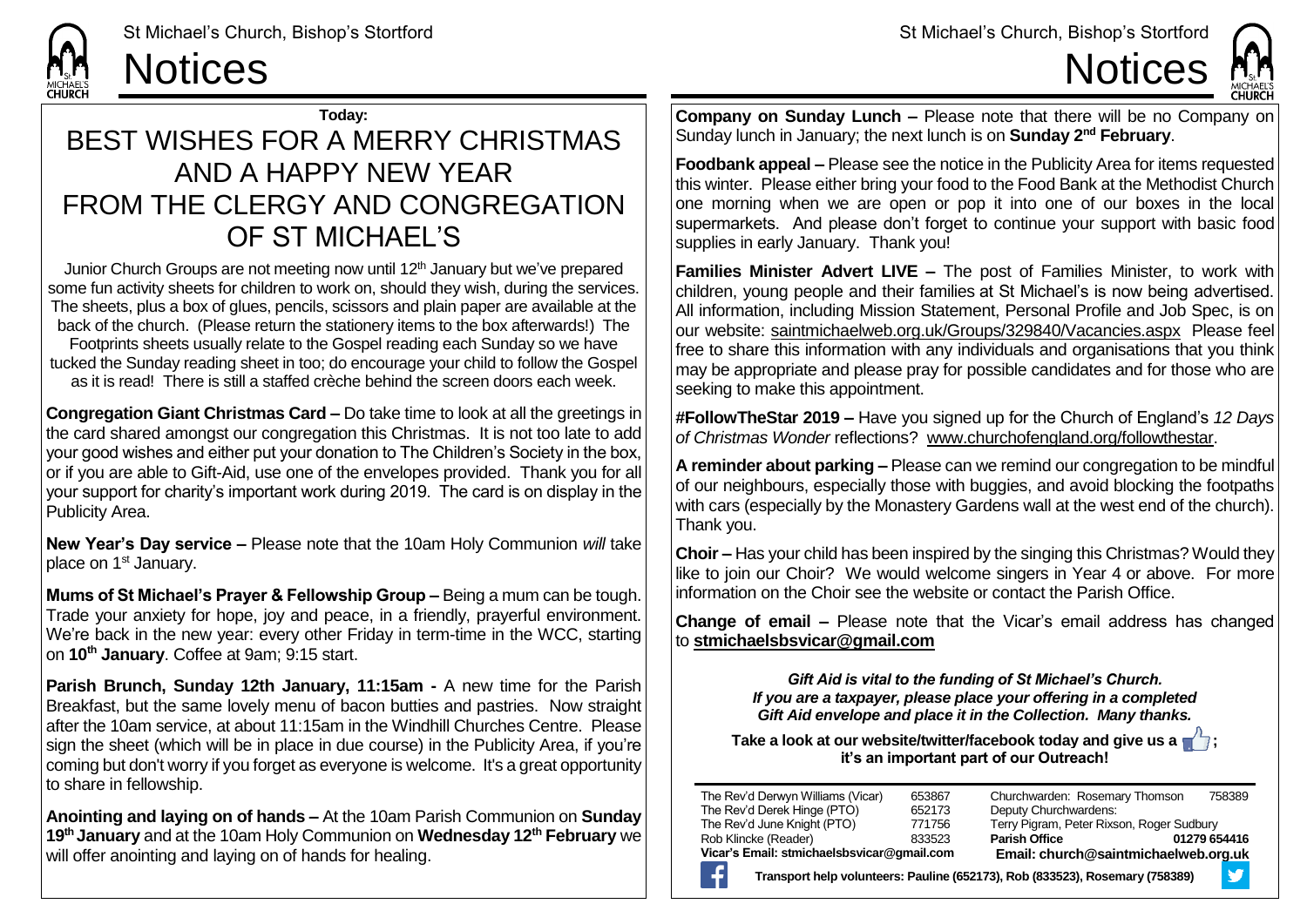**Today:**

# BEST WISHES FOR A MERRY CHRISTMAS AND A HAPPY NEW YEAR FROM THE CLERGY AND CONGREGATION OF ST MICHAEL'S

Junior Church Groups are not meeting now until 12th January but we've prepared some fun activity sheets for children to work on, should they wish, during the services. The sheets, plus a box of glues, pencils, scissors and plain paper are available at the back of the church. (Please return the stationery items to the box afterwards!) The Footprints sheets usually relate to the Gospel reading each Sunday so we have tucked the Sunday reading sheet in too; do encourage your child to follow the Gospel as it is read! There is still a staffed crèche behind the screen doors each week.

**Congregation Giant Christmas Card –** Do take time to look at all the greetings in the card shared amongst our congregation this Christmas. It is not too late to add your good wishes and either put your donation to The Children's Society in the box, or if you are able to Gift-Aid, use one of the envelopes provided. Thank you for all your support for charity's important work during 2019. The card is on display in the Publicity Area.

**New Year's Day service –** Please note that the 10am Holy Communion *will* take place on 1st January.

**Mums of St Michael's Prayer & Fellowship Group –** Being a mum can be tough. Trade your anxiety for hope, joy and peace, in a friendly, prayerful environment. We're back in the new year: every other Friday in term-time in the WCC, starting on **10th January**. Coffee at 9am; 9:15 start.

**Parish Brunch, Sunday 12th January, 11:15am -** A new time for the Parish Breakfast, but the same lovely menu of bacon butties and pastries. Now straight after the 10am service, at about 11:15am in the Windhill Churches Centre. Please sign the sheet (which will be in place in due course) in the Publicity Area, if you're coming but don't worry if you forget as everyone is welcome. It's a great opportunity to share in fellowship.

**Anointing and laying on of hands –** At the 10am Parish Communion on **Sunday 19th January** and at the 10am Holy Communion on **Wednesday 12th February** we will offer anointing and laying on of hands for healing.

**Company on Sunday Lunch –** Please note that there will be no Company on Sunday lunch in January; the next lunch is on **Sunday 2nd February**.

**Foodbank appeal –** Please see the notice in the Publicity Area for items requested this winter. Please either bring your food to the Food Bank at the Methodist Church one morning when we are open or pop it into one of our boxes in the local supermarkets. And please don't forget to continue your support with basic food supplies in early January. Thank you!

**Families Minister Advert LIVE –** The post of Families Minister, to work with children, young people and their families at St Michael's is now being advertised. All information, including Mission Statement, Personal Profile and Job Spec, is on our website: saintmichaelweb.org.uk/Groups/329840/Vacancies.aspx Please feel free to share this information with any individuals and organisations that you think may be appropriate and please pray for possible candidates and for those who are seeking to make this appointment.

**#FollowTheStar 2019 –** Have you signed up for the Church of England's *12 Days of Christmas Wonder* reflections? www.churchofengland.org/followthestar.

**A reminder about parking –** Please can we remind our congregation to be mindful of our neighbours, especially those with buggies, and avoid blocking the footpaths with cars (especially by the Monastery Gardens wall at the west end of the church). Thank you.

**Choir –** Has your child has been inspired by the singing this Christmas? Would they like to join our Choir? We would welcome singers in Year 4 or above. For more information on the Choir see the website or contact the Parish Office.

**Change of email –** Please note that the Vicar's email address has changed to **stmichaelsbsvicar@gmail.com**

***Gift Aid is vital to the funding of St Michael's Church. If you are a taxpayer, please place your offering in a completed Gift Aid envelope and place it in the Collection. Many thanks.***

**Take a look at our website/twitter/facebook today and give us a 👍; it's an important part of our Outreach!**

| | | | |
|---|---|---|---|
| The Rev'd Derwyn Williams (Vicar) | 653867 | Churchwarden: Rosemary Thomson | 758389 |
| The Rev'd Derek Hinge (PTO) | 652173 | Deputy Churchwardens: | |
| The Rev'd June Knight (PTO) | 771756 | Terry Pigram, Peter Rixson, Roger Sudbury | |
| Rob Klincke (Reader) | 833523 | **Parish Office** | **01279 654416** |
| **Vicar's Email: stmichaelsbsvicar@gmail.com** | | **Email: church@saintmichaelweb.org.uk** | |

**Transport help volunteers: Pauline (652173), Rob (833523), Rosemary (758389)**